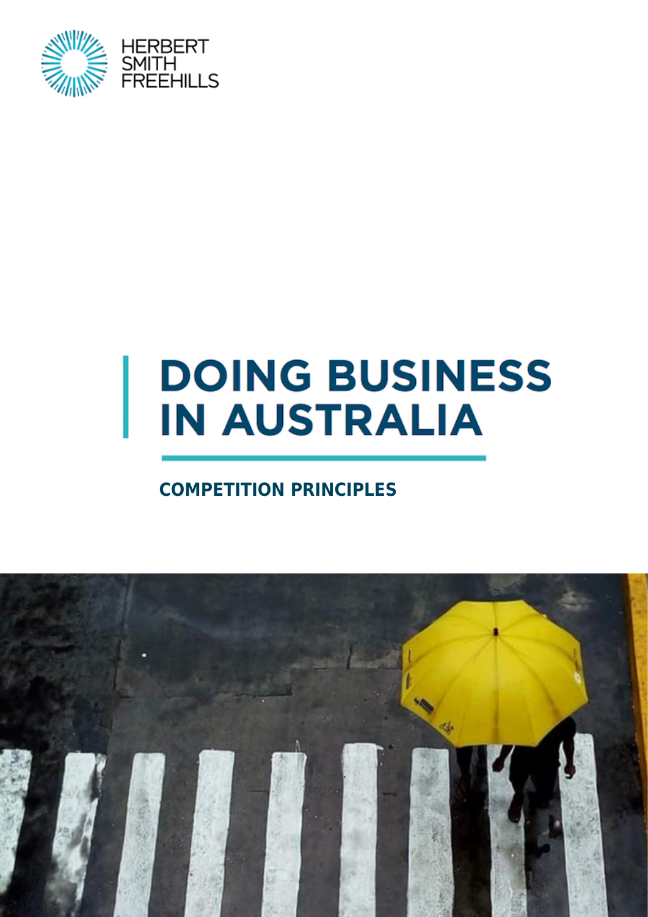HERBERT SMITH FREEHILLS

# DOING BUSINESS IN AUSTRALIA

## COMPETITION PRINCIPLES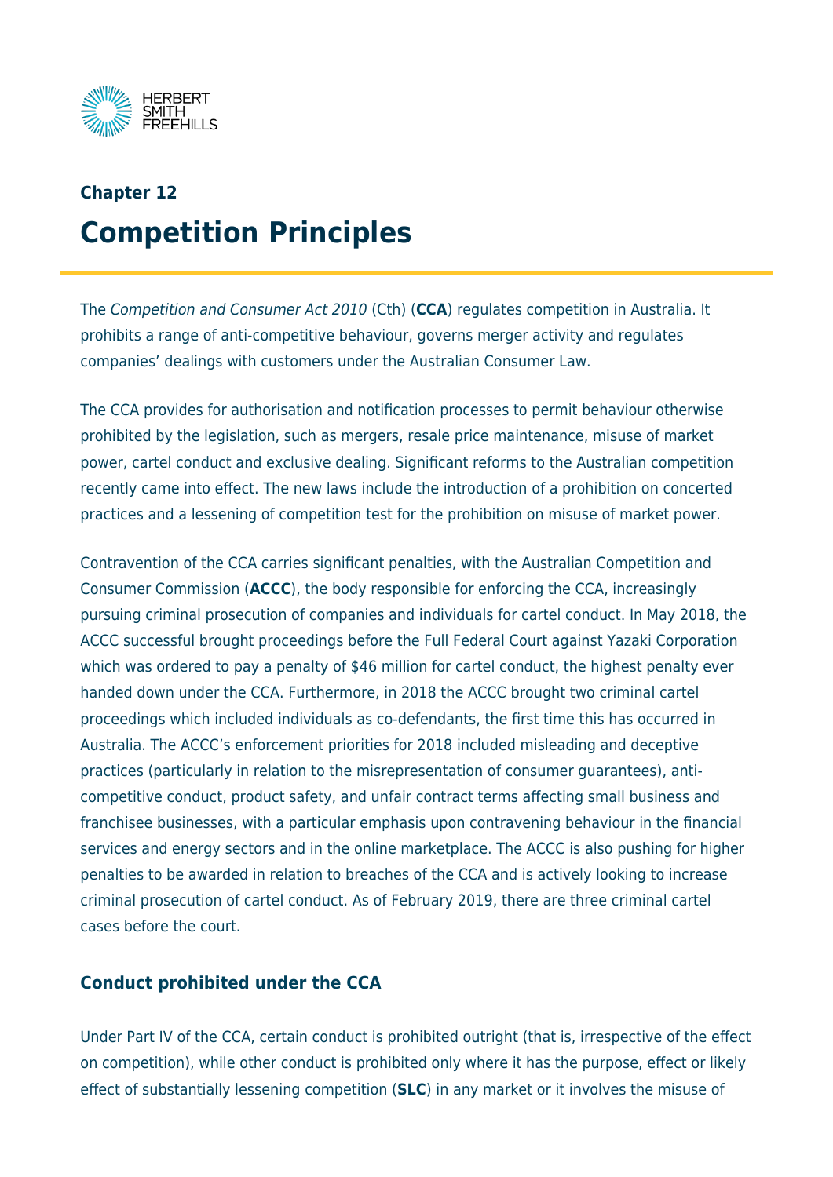## Chapter 12

# Competition Principles

The *Competition and Consumer Act 2010* (Cth) (**CCA**) regulates competition in Australia. It prohibits a range of anti-competitive behaviour, governs merger activity and regulates companies' dealings with customers under the Australian Consumer Law.

The CCA provides for authorisation and notification processes to permit behaviour otherwise prohibited by the legislation, such as mergers, resale price maintenance, misuse of market power, cartel conduct and exclusive dealing. Significant reforms to the Australian competition recently came into effect. The new laws include the introduction of a prohibition on concerted practices and a lessening of competition test for the prohibition on misuse of market power.

Contravention of the CCA carries significant penalties, with the Australian Competition and Consumer Commission (**ACCC**), the body responsible for enforcing the CCA, increasingly pursuing criminal prosecution of companies and individuals for cartel conduct. In May 2018, the ACCC successful brought proceedings before the Full Federal Court against Yazaki Corporation which was ordered to pay a penalty of $46 million for cartel conduct, the highest penalty ever handed down under the CCA. Furthermore, in 2018 the ACCC brought two criminal cartel proceedings which included individuals as co-defendants, the first time this has occurred in Australia. The ACCC's enforcement priorities for 2018 included misleading and deceptive practices (particularly in relation to the misrepresentation of consumer guarantees), anti-competitive conduct, product safety, and unfair contract terms affecting small business and franchisee businesses, with a particular emphasis upon contravening behaviour in the financial services and energy sectors and in the online marketplace. The ACCC is also pushing for higher penalties to be awarded in relation to breaches of the CCA and is actively looking to increase criminal prosecution of cartel conduct. As of February 2019, there are three criminal cartel cases before the court.

### Conduct prohibited under the CCA

Under Part IV of the CCA, certain conduct is prohibited outright (that is, irrespective of the effect on competition), while other conduct is prohibited only where it has the purpose, effect or likely effect of substantially lessening competition (**SLC**) in any market or it involves the misuse of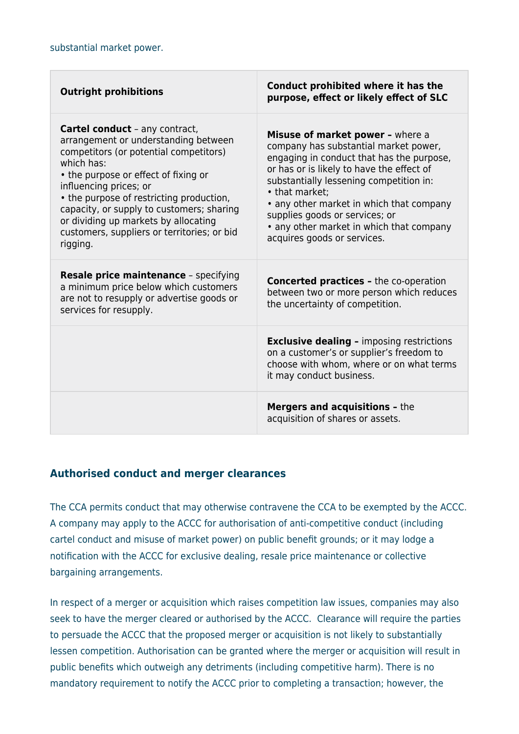substantial market power.

| Outright prohibitions | Conduct prohibited where it has the purpose, effect or likely effect of SLC |
| --- | --- |
| **Cartel conduct** – any contract, arrangement or understanding between competitors (or potential competitors) which has:<br>• the purpose or effect of fixing or influencing prices; or<br>• the purpose of restricting production, capacity, or supply to customers; sharing or dividing up markets by allocating customers, suppliers or territories; or bid rigging. | **Misuse of market power –** where a company has substantial market power, engaging in conduct that has the purpose, or has or is likely to have the effect of substantially lessening competition in:<br>• that market;<br>• any other market in which that company supplies goods or services; or<br>• any other market in which that company acquires goods or services. |
| **Resale price maintenance** – specifying a minimum price below which customers are not to resupply or advertise goods or services for resupply. | **Concerted practices –** the co-operation between two or more person which reduces the uncertainty of competition. |
| | **Exclusive dealing –** imposing restrictions on a customer's or supplier's freedom to choose with whom, where or on what terms it may conduct business. |
| | **Mergers and acquisitions –** the acquisition of shares or assets. |

## Authorised conduct and merger clearances

The CCA permits conduct that may otherwise contravene the CCA to be exempted by the ACCC. A company may apply to the ACCC for authorisation of anti-competitive conduct (including cartel conduct and misuse of market power) on public benefit grounds; or it may lodge a notification with the ACCC for exclusive dealing, resale price maintenance or collective bargaining arrangements.

In respect of a merger or acquisition which raises competition law issues, companies may also seek to have the merger cleared or authorised by the ACCC. Clearance will require the parties to persuade the ACCC that the proposed merger or acquisition is not likely to substantially lessen competition. Authorisation can be granted where the merger or acquisition will result in public benefits which outweigh any detriments (including competitive harm). There is no mandatory requirement to notify the ACCC prior to completing a transaction; however, the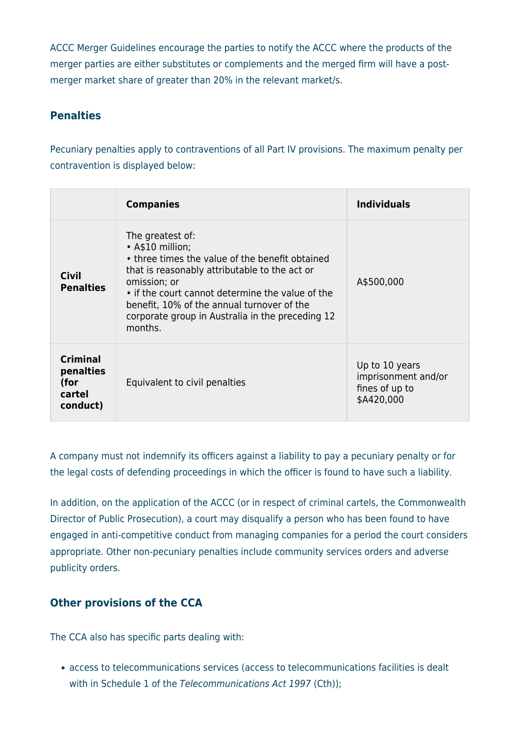ACCC Merger Guidelines encourage the parties to notify the ACCC where the products of the merger parties are either substitutes or complements and the merged firm will have a post-merger market share of greater than 20% in the relevant market/s.

## Penalties

Pecuniary penalties apply to contraventions of all Part IV provisions. The maximum penalty per contravention is displayed below:

| | **Companies** | **Individuals** |
|---|---|---|
| **Civil Penalties** | The greatest of:<br>• A$10 million;<br>• three times the value of the benefit obtained that is reasonably attributable to the act or omission; or<br>• if the court cannot determine the value of the benefit, 10% of the annual turnover of the corporate group in Australia in the preceding 12 months. | A$500,000 |
| **Criminal penalties (for cartel conduct)** | Equivalent to civil penalties | Up to 10 years imprisonment and/or fines of up to $A420,000 |

A company must not indemnify its officers against a liability to pay a pecuniary penalty or for the legal costs of defending proceedings in which the officer is found to have such a liability.

In addition, on the application of the ACCC (or in respect of criminal cartels, the Commonwealth Director of Public Prosecution), a court may disqualify a person who has been found to have engaged in anti-competitive conduct from managing companies for a period the court considers appropriate. Other non-pecuniary penalties include community services orders and adverse publicity orders.

## Other provisions of the CCA

The CCA also has specific parts dealing with:

- access to telecommunications services (access to telecommunications facilities is dealt with in Schedule 1 of the *Telecommunications Act 1997* (Cth));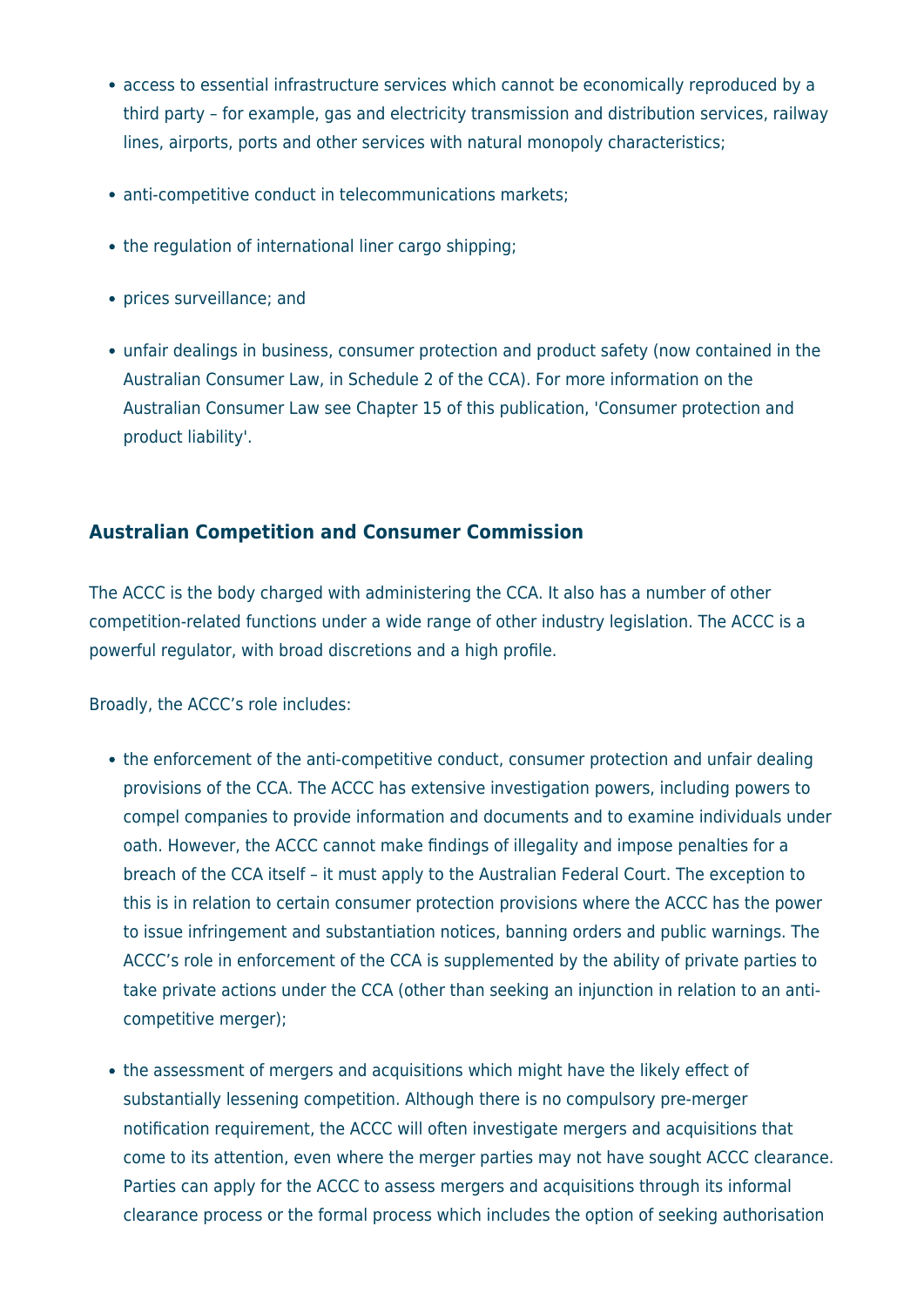- access to essential infrastructure services which cannot be economically reproduced by a third party – for example, gas and electricity transmission and distribution services, railway lines, airports, ports and other services with natural monopoly characteristics;
- anti-competitive conduct in telecommunications markets;
- the regulation of international liner cargo shipping;
- prices surveillance; and
- unfair dealings in business, consumer protection and product safety (now contained in the Australian Consumer Law, in Schedule 2 of the CCA). For more information on the Australian Consumer Law see Chapter 15 of this publication, 'Consumer protection and product liability'.

### Australian Competition and Consumer Commission

The ACCC is the body charged with administering the CCA. It also has a number of other competition-related functions under a wide range of other industry legislation. The ACCC is a powerful regulator, with broad discretions and a high profile.

Broadly, the ACCC's role includes:

- the enforcement of the anti-competitive conduct, consumer protection and unfair dealing provisions of the CCA. The ACCC has extensive investigation powers, including powers to compel companies to provide information and documents and to examine individuals under oath. However, the ACCC cannot make findings of illegality and impose penalties for a breach of the CCA itself – it must apply to the Australian Federal Court. The exception to this is in relation to certain consumer protection provisions where the ACCC has the power to issue infringement and substantiation notices, banning orders and public warnings. The ACCC's role in enforcement of the CCA is supplemented by the ability of private parties to take private actions under the CCA (other than seeking an injunction in relation to an anti-competitive merger);
- the assessment of mergers and acquisitions which might have the likely effect of substantially lessening competition. Although there is no compulsory pre-merger notification requirement, the ACCC will often investigate mergers and acquisitions that come to its attention, even where the merger parties may not have sought ACCC clearance. Parties can apply for the ACCC to assess mergers and acquisitions through its informal clearance process or the formal process which includes the option of seeking authorisation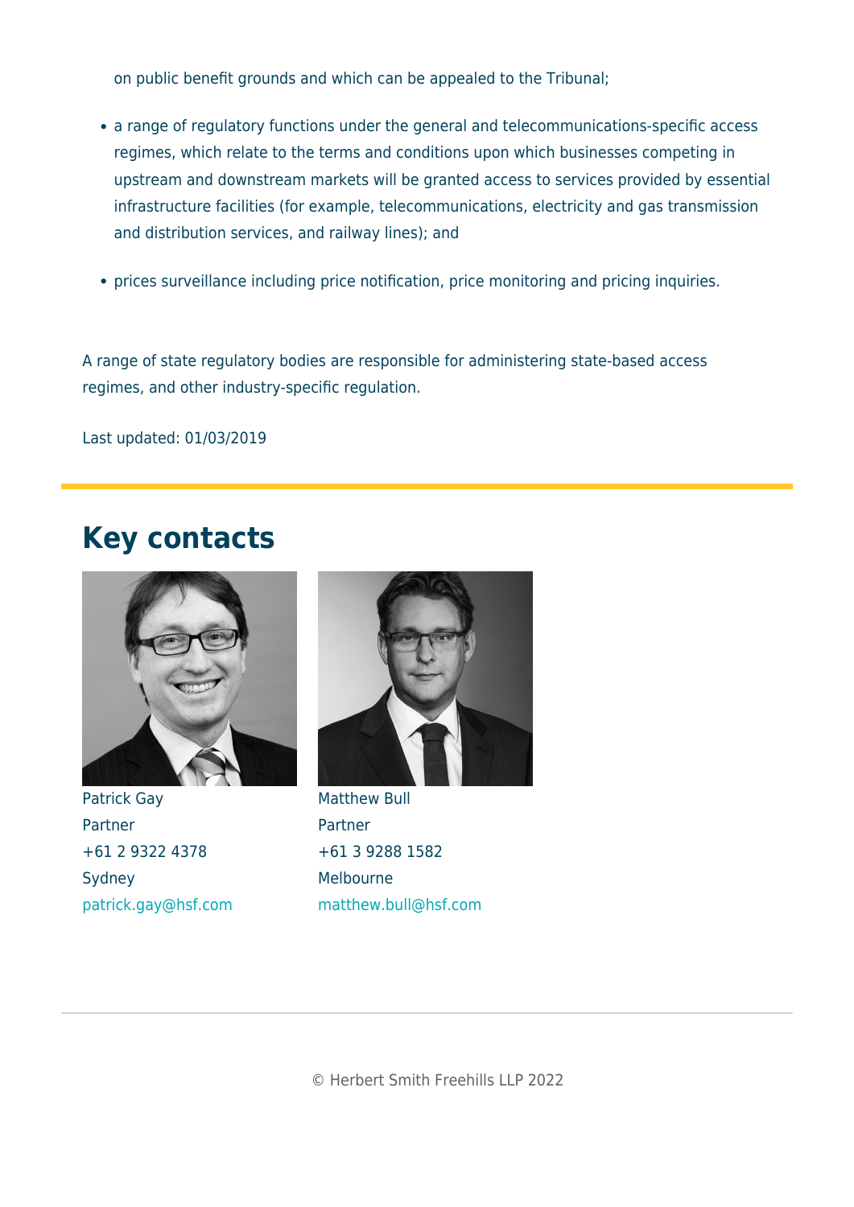on public benefit grounds and which can be appealed to the Tribunal;

- a range of regulatory functions under the general and telecommunications-specific access regimes, which relate to the terms and conditions upon which businesses competing in upstream and downstream markets will be granted access to services provided by essential infrastructure facilities (for example, telecommunications, electricity and gas transmission and distribution services, and railway lines); and
- prices surveillance including price notification, price monitoring and pricing inquiries.

A range of state regulatory bodies are responsible for administering state-based access regimes, and other industry-specific regulation.

Last updated: 01/03/2019

## Key contacts

Patrick Gay
Partner
+61 2 9322 4378
Sydney
patrick.gay@hsf.com

Matthew Bull
Partner
+61 3 9288 1582
Melbourne
matthew.bull@hsf.com

© Herbert Smith Freehills LLP 2022